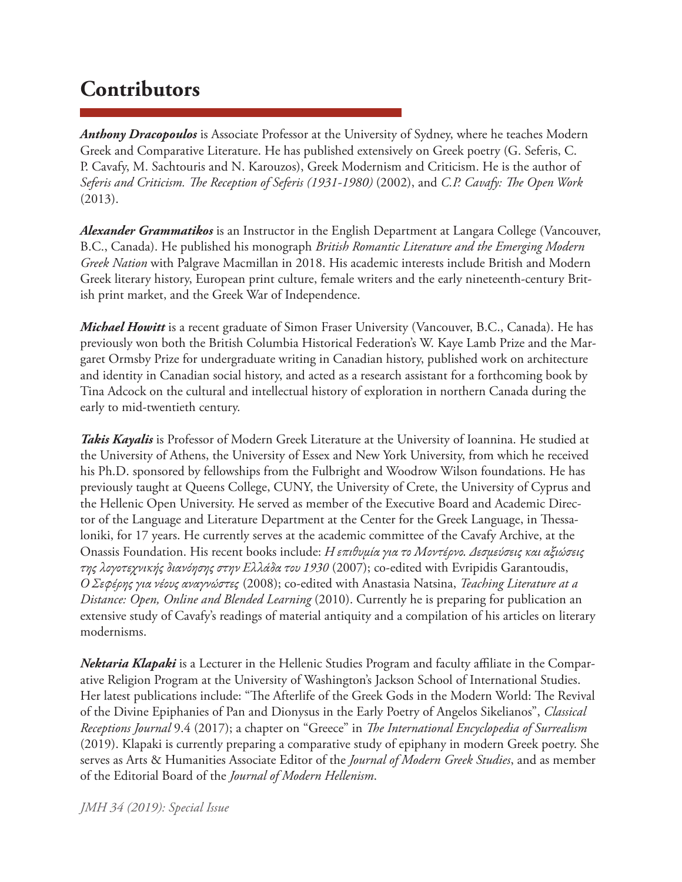# Contributors

***Anthony Dracopoulos*** is Associate Professor at the University of Sydney, where he teaches Modern Greek and Comparative Literature. He has published extensively on Greek poetry (G. Seferis, C. P. Cavafy, M. Sachtouris and N. Karouzos), Greek Modernism and Criticism. He is the author of *Seferis and Criticism. The Reception of Seferis (1931-1980)* (2002), and *C.P. Cavafy: The Open Work* (2013).

***Alexander Grammatikos*** is an Instructor in the English Department at Langara College (Vancouver, B.C., Canada). He published his monograph *British Romantic Literature and the Emerging Modern Greek Nation* with Palgrave Macmillan in 2018. His academic interests include British and Modern Greek literary history, European print culture, female writers and the early nineteenth-century British print market, and the Greek War of Independence.

***Michael Howitt*** is a recent graduate of Simon Fraser University (Vancouver, B.C., Canada). He has previously won both the British Columbia Historical Federation's W. Kaye Lamb Prize and the Margaret Ormsby Prize for undergraduate writing in Canadian history, published work on architecture and identity in Canadian social history, and acted as a research assistant for a forthcoming book by Tina Adcock on the cultural and intellectual history of exploration in northern Canada during the early to mid-twentieth century.

***Takis Kayalis*** is Professor of Modern Greek Literature at the University of Ioannina. He studied at the University of Athens, the University of Essex and New York University, from which he received his Ph.D. sponsored by fellowships from the Fulbright and Woodrow Wilson foundations. He has previously taught at Queens College, CUNY, the University of Crete, the University of Cyprus and the Hellenic Open University. He served as member of the Executive Board and Academic Director of the Language and Literature Department at the Center for the Greek Language, in Thessaloniki, for 17 years. He currently serves at the academic committee of the Cavafy Archive, at the Onassis Foundation. His recent books include: *Η επιθυμία για το Μοντέρνο. Δεσμεύσεις και αξιώσεις της λογοτεχνικής διανόησης στην Ελλάδα του 1930* (2007); co-edited with Evripidis Garantoudis, *Ο Σεφέρης για νέους αναγνώστες* (2008); co-edited with Anastasia Natsina, *Teaching Literature at a Distance: Open, Online and Blended Learning* (2010). Currently he is preparing for publication an extensive study of Cavafy's readings of material antiquity and a compilation of his articles on literary modernisms.

***Nektaria Klapaki*** is a Lecturer in the Hellenic Studies Program and faculty affiliate in the Comparative Religion Program at the University of Washington's Jackson School of International Studies. Her latest publications include: "The Afterlife of the Greek Gods in the Modern World: The Revival of the Divine Epiphanies of Pan and Dionysus in the Early Poetry of Angelos Sikelianos", *Classical Receptions Journal* 9.4 (2017); a chapter on "Greece" in *The International Encyclopedia of Surrealism* (2019). Klapaki is currently preparing a comparative study of epiphany in modern Greek poetry. She serves as Arts & Humanities Associate Editor of the *Journal of Modern Greek Studies*, and as member of the Editorial Board of the *Journal of Modern Hellenism*.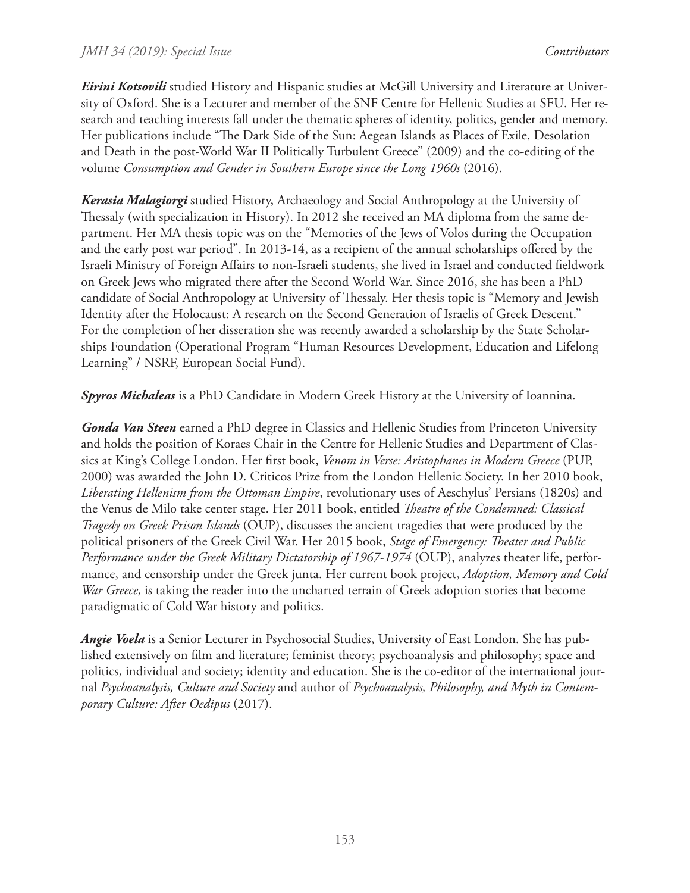***Eirini Kotsovili*** studied History and Hispanic studies at McGill University and Literature at University of Oxford. She is a Lecturer and member of the SNF Centre for Hellenic Studies at SFU. Her research and teaching interests fall under the thematic spheres of identity, politics, gender and memory. Her publications include "The Dark Side of the Sun: Aegean Islands as Places of Exile, Desolation and Death in the post-World War II Politically Turbulent Greece" (2009) and the co-editing of the volume *Consumption and Gender in Southern Europe since the Long 1960s* (2016).

***Kerasia Malagiorgi*** studied History, Archaeology and Social Anthropology at the University of Thessaly (with specialization in History). In 2012 she received an MA diploma from the same department. Her MA thesis topic was on the "Memories of the Jews of Volos during the Occupation and the early post war period". In 2013-14, as a recipient of the annual scholarships offered by the Israeli Ministry of Foreign Affairs to non-Israeli students, she lived in Israel and conducted fieldwork on Greek Jews who migrated there after the Second World War. Since 2016, she has been a PhD candidate of Social Anthropology at University of Thessaly. Her thesis topic is "Memory and Jewish Identity after the Holocaust: A research on the Second Generation of Israelis of Greek Descent." For the completion of her disseration she was recently awarded a scholarship by the State Scholarships Foundation (Operational Program "Human Resources Development, Education and Lifelong Learning" / NSRF, European Social Fund).

***Spyros Michaleas*** is a PhD Candidate in Modern Greek History at the University of Ioannina.

***Gonda Van Steen*** earned a PhD degree in Classics and Hellenic Studies from Princeton University and holds the position of Koraes Chair in the Centre for Hellenic Studies and Department of Classics at King's College London. Her first book, *Venom in Verse: Aristophanes in Modern Greece* (PUP, 2000) was awarded the John D. Criticos Prize from the London Hellenic Society. In her 2010 book, *Liberating Hellenism from the Ottoman Empire*, revolutionary uses of Aeschylus' Persians (1820s) and the Venus de Milo take center stage. Her 2011 book, entitled *Theatre of the Condemned: Classical Tragedy on Greek Prison Islands* (OUP), discusses the ancient tragedies that were produced by the political prisoners of the Greek Civil War. Her 2015 book, *Stage of Emergency: Theater and Public Performance under the Greek Military Dictatorship of 1967-1974* (OUP), analyzes theater life, performance, and censorship under the Greek junta. Her current book project, *Adoption, Memory and Cold War Greece*, is taking the reader into the uncharted terrain of Greek adoption stories that become paradigmatic of Cold War history and politics.

***Angie Voela*** is a Senior Lecturer in Psychosocial Studies, University of East London. She has published extensively on film and literature; feminist theory; psychoanalysis and philosophy; space and politics, individual and society; identity and education. She is the co-editor of the international journal *Psychoanalysis, Culture and Society* and author of *Psychoanalysis, Philosophy, and Myth in Contemporary Culture: After Oedipus* (2017).